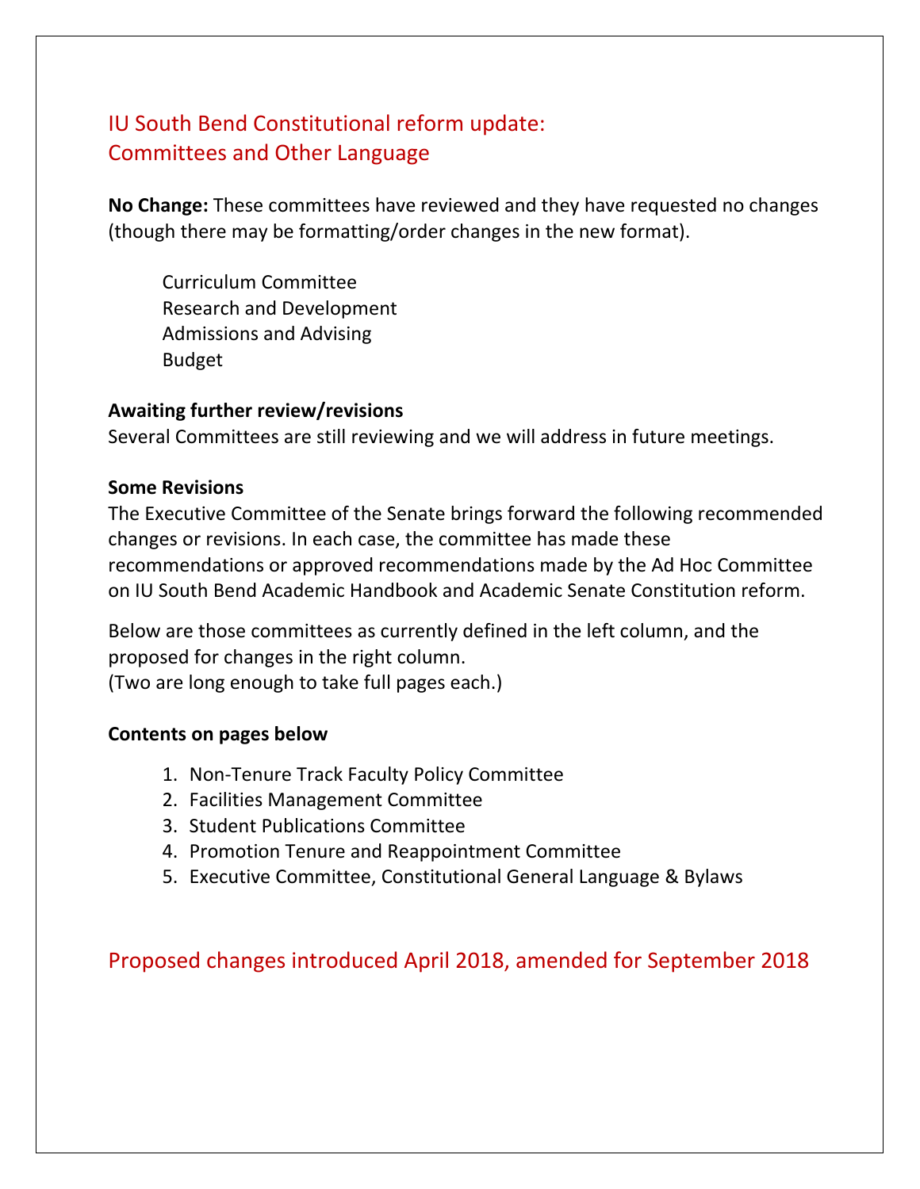# IU South Bend Constitutional reform update: Committees and Other Language

**No Change:** These committees have reviewed and they have requested no changes (though there may be formatting/order changes in the new format).

- Curriculum Committee
- Research and Development
- Admissions and Advising
- Budget

**Awaiting further review/revisions**

Several Committees are still reviewing and we will address in future meetings.

**Some Revisions**

The Executive Committee of the Senate brings forward the following recommended changes or revisions. In each case, the committee has made these recommendations or approved recommendations made by the Ad Hoc Committee on IU South Bend Academic Handbook and Academic Senate Constitution reform.

Below are those committees as currently defined in the left column, and the proposed for changes in the right column.
(Two are long enough to take full pages each.)

**Contents on pages below**

1. Non-Tenure Track Faculty Policy Committee
2. Facilities Management Committee
3. Student Publications Committee
4. Promotion Tenure and Reappointment Committee
5. Executive Committee, Constitutional General Language & Bylaws

## Proposed changes introduced April 2018, amended for September 2018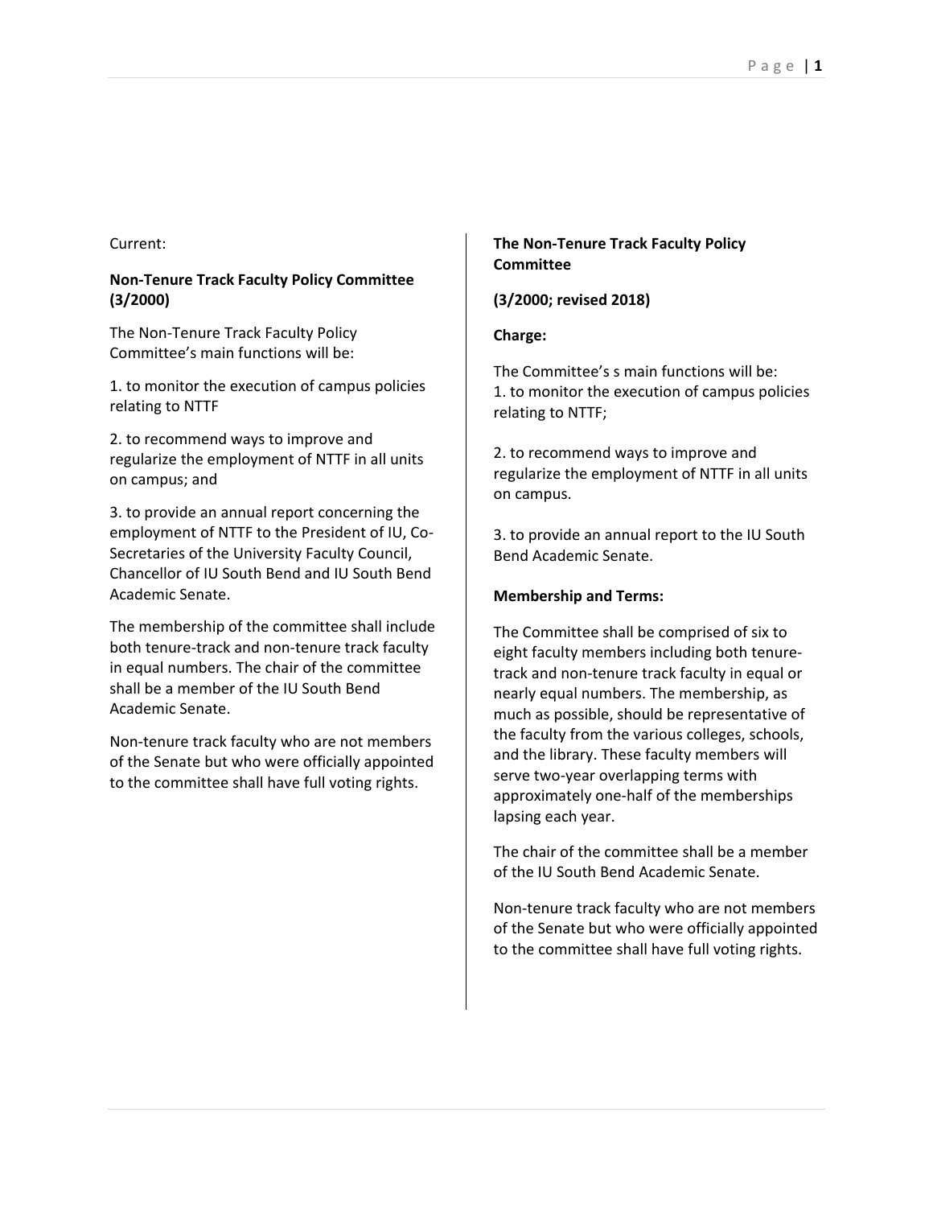Current:

**Non-Tenure Track Faculty Policy Committee (3/2000)**

The Non-Tenure Track Faculty Policy Committee's main functions will be:

1. to monitor the execution of campus policies relating to NTTF

2. to recommend ways to improve and regularize the employment of NTTF in all units on campus; and

3. to provide an annual report concerning the employment of NTTF to the President of IU, Co-Secretaries of the University Faculty Council, Chancellor of IU South Bend and IU South Bend Academic Senate.

The membership of the committee shall include both tenure-track and non-tenure track faculty in equal numbers. The chair of the committee shall be a member of the IU South Bend Academic Senate.

Non-tenure track faculty who are not members of the Senate but who were officially appointed to the committee shall have full voting rights.

**The Non-Tenure Track Faculty Policy Committee**

**(3/2000; revised 2018)**

**Charge:**

The Committee's s main functions will be:
1. to monitor the execution of campus policies relating to NTTF;

2. to recommend ways to improve and regularize the employment of NTTF in all units on campus.

3. to provide an annual report to the IU South Bend Academic Senate.

**Membership and Terms:**

The Committee shall be comprised of six to eight faculty members including both tenure-track and non-tenure track faculty in equal or nearly equal numbers. The membership, as much as possible, should be representative of the faculty from the various colleges, schools, and the library. These faculty members will serve two-year overlapping terms with approximately one-half of the memberships lapsing each year.

The chair of the committee shall be a member of the IU South Bend Academic Senate.

Non-tenure track faculty who are not members of the Senate but who were officially appointed to the committee shall have full voting rights.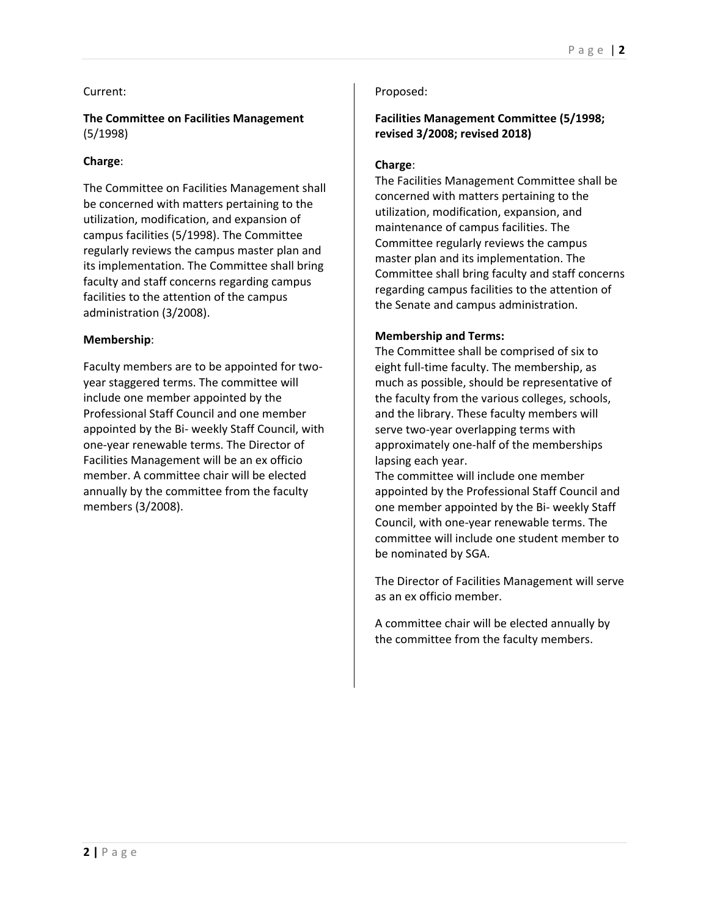Current:

**The Committee on Facilities Management** (5/1998)

**Charge**:

The Committee on Facilities Management shall be concerned with matters pertaining to the utilization, modification, and expansion of campus facilities (5/1998). The Committee regularly reviews the campus master plan and its implementation. The Committee shall bring faculty and staff concerns regarding campus facilities to the attention of the campus administration (3/2008).

**Membership**:

Faculty members are to be appointed for two-year staggered terms. The committee will include one member appointed by the Professional Staff Council and one member appointed by the Bi- weekly Staff Council, with one-year renewable terms. The Director of Facilities Management will be an ex officio member. A committee chair will be elected annually by the committee from the faculty members (3/2008).

Proposed:

**Facilities Management Committee (5/1998; revised 3/2008; revised 2018)**

**Charge**:

The Facilities Management Committee shall be concerned with matters pertaining to the utilization, modification, expansion, and maintenance of campus facilities. The Committee regularly reviews the campus master plan and its implementation. The Committee shall bring faculty and staff concerns regarding campus facilities to the attention of the Senate and campus administration.

**Membership and Terms:**

The Committee shall be comprised of six to eight full-time faculty. The membership, as much as possible, should be representative of the faculty from the various colleges, schools, and the library. These faculty members will serve two-year overlapping terms with approximately one-half of the memberships lapsing each year.

The committee will include one member appointed by the Professional Staff Council and one member appointed by the Bi- weekly Staff Council, with one-year renewable terms. The committee will include one student member to be nominated by SGA.

The Director of Facilities Management will serve as an ex officio member.

A committee chair will be elected annually by the committee from the faculty members.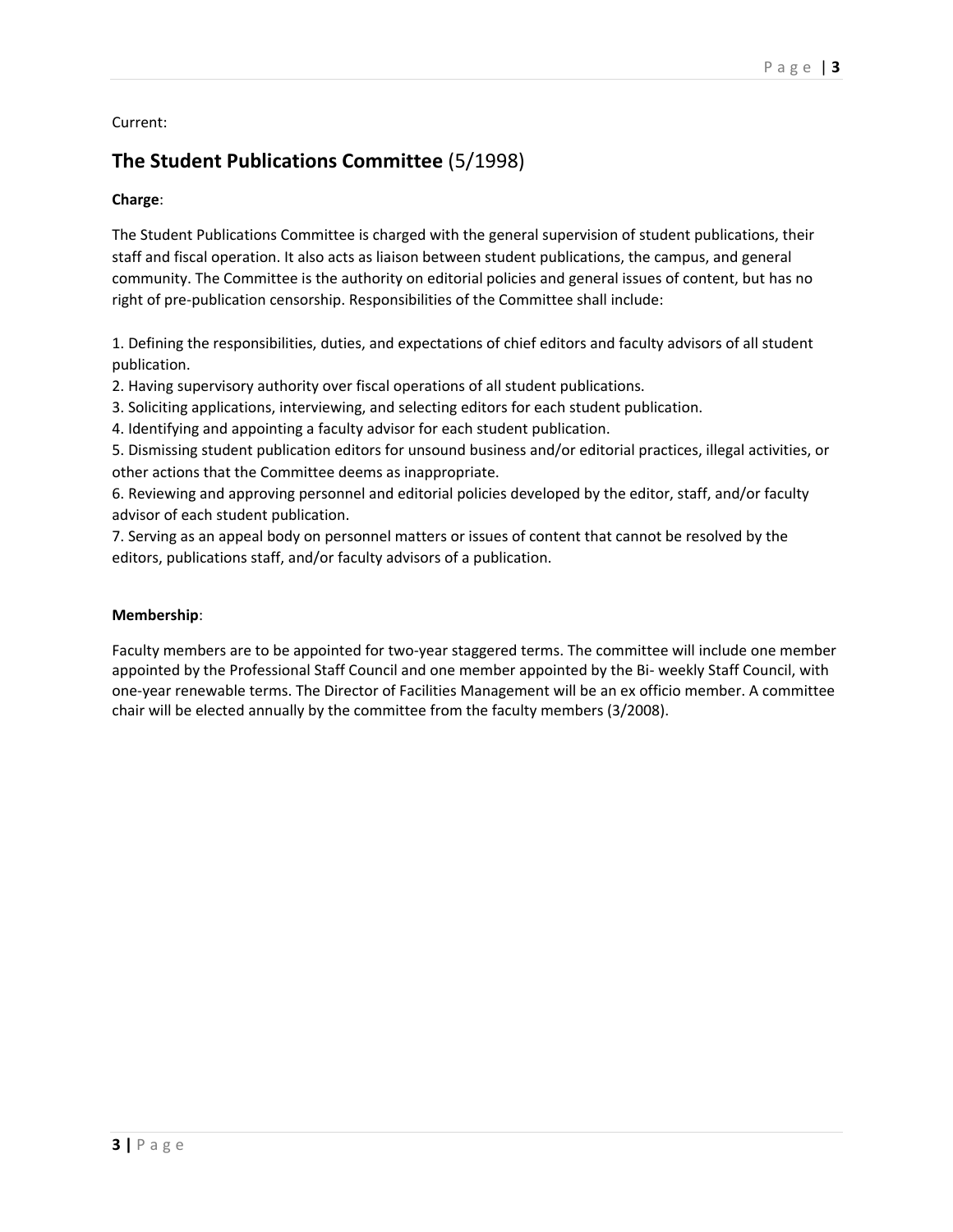Current:

## **The Student Publications Committee** (5/1998)

**Charge**:

The Student Publications Committee is charged with the general supervision of student publications, their staff and fiscal operation. It also acts as liaison between student publications, the campus, and general community. The Committee is the authority on editorial policies and general issues of content, but has no right of pre-publication censorship. Responsibilities of the Committee shall include:

1. Defining the responsibilities, duties, and expectations of chief editors and faculty advisors of all student publication.
2. Having supervisory authority over fiscal operations of all student publications.
3. Soliciting applications, interviewing, and selecting editors for each student publication.
4. Identifying and appointing a faculty advisor for each student publication.
5. Dismissing student publication editors for unsound business and/or editorial practices, illegal activities, or other actions that the Committee deems as inappropriate.
6. Reviewing and approving personnel and editorial policies developed by the editor, staff, and/or faculty advisor of each student publication.
7. Serving as an appeal body on personnel matters or issues of content that cannot be resolved by the editors, publications staff, and/or faculty advisors of a publication.

**Membership**:

Faculty members are to be appointed for two-year staggered terms. The committee will include one member appointed by the Professional Staff Council and one member appointed by the Bi- weekly Staff Council, with one-year renewable terms. The Director of Facilities Management will be an ex officio member. A committee chair will be elected annually by the committee from the faculty members (3/2008).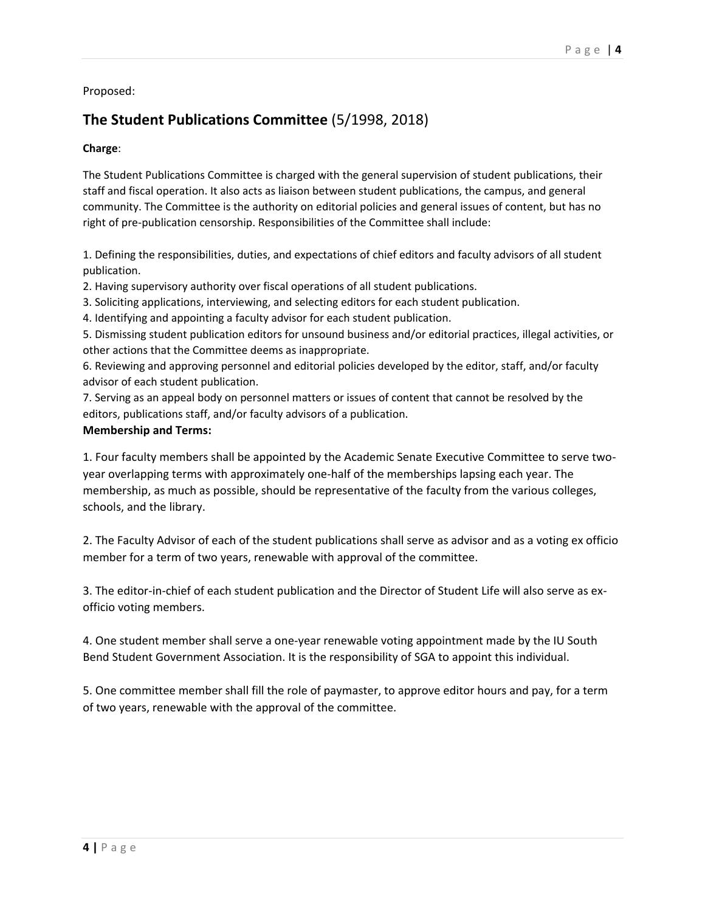Proposed:

## **The Student Publications Committee** (5/1998, 2018)

**Charge**:

The Student Publications Committee is charged with the general supervision of student publications, their staff and fiscal operation. It also acts as liaison between student publications, the campus, and general community. The Committee is the authority on editorial policies and general issues of content, but has no right of pre-publication censorship. Responsibilities of the Committee shall include:

1. Defining the responsibilities, duties, and expectations of chief editors and faculty advisors of all student publication.
2. Having supervisory authority over fiscal operations of all student publications.
3. Soliciting applications, interviewing, and selecting editors for each student publication.
4. Identifying and appointing a faculty advisor for each student publication.
5. Dismissing student publication editors for unsound business and/or editorial practices, illegal activities, or other actions that the Committee deems as inappropriate.
6. Reviewing and approving personnel and editorial policies developed by the editor, staff, and/or faculty advisor of each student publication.
7. Serving as an appeal body on personnel matters or issues of content that cannot be resolved by the editors, publications staff, and/or faculty advisors of a publication.

**Membership and Terms:**

1. Four faculty members shall be appointed by the Academic Senate Executive Committee to serve two-year overlapping terms with approximately one-half of the memberships lapsing each year. The membership, as much as possible, should be representative of the faculty from the various colleges, schools, and the library.

2. The Faculty Advisor of each of the student publications shall serve as advisor and as a voting ex officio member for a term of two years, renewable with approval of the committee.

3. The editor-in-chief of each student publication and the Director of Student Life will also serve as ex-officio voting members.

4. One student member shall serve a one-year renewable voting appointment made by the IU South Bend Student Government Association. It is the responsibility of SGA to appoint this individual.

5. One committee member shall fill the role of paymaster, to approve editor hours and pay, for a term of two years, renewable with the approval of the committee.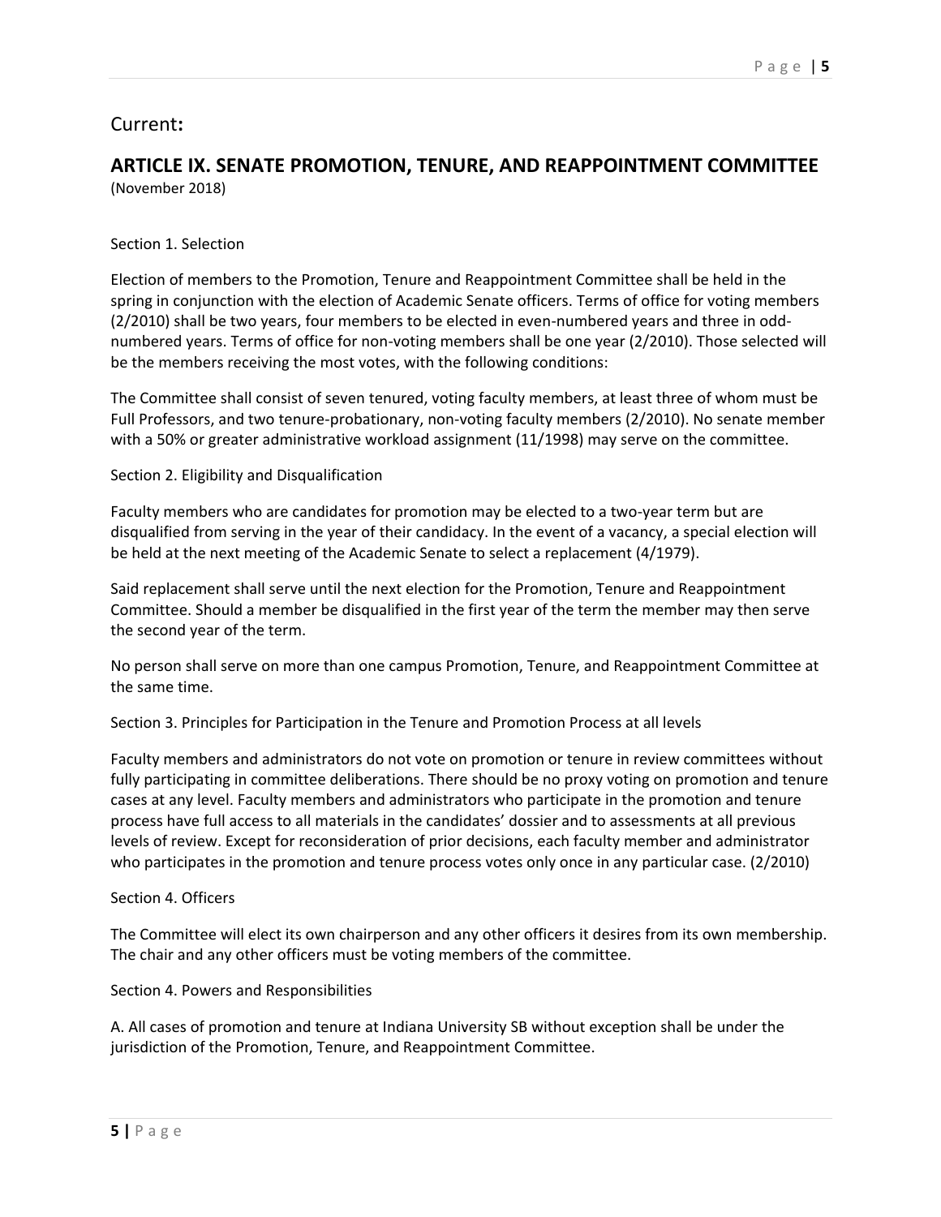## Current:

## ARTICLE IX. SENATE PROMOTION, TENURE, AND REAPPOINTMENT COMMITTEE

(November 2018)

Section 1. Selection

Election of members to the Promotion, Tenure and Reappointment Committee shall be held in the spring in conjunction with the election of Academic Senate officers. Terms of office for voting members (2/2010) shall be two years, four members to be elected in even-numbered years and three in odd-numbered years. Terms of office for non-voting members shall be one year (2/2010). Those selected will be the members receiving the most votes, with the following conditions:

The Committee shall consist of seven tenured, voting faculty members, at least three of whom must be Full Professors, and two tenure-probationary, non-voting faculty members (2/2010). No senate member with a 50% or greater administrative workload assignment (11/1998) may serve on the committee.

Section 2. Eligibility and Disqualification

Faculty members who are candidates for promotion may be elected to a two-year term but are disqualified from serving in the year of their candidacy. In the event of a vacancy, a special election will be held at the next meeting of the Academic Senate to select a replacement (4/1979).

Said replacement shall serve until the next election for the Promotion, Tenure and Reappointment Committee. Should a member be disqualified in the first year of the term the member may then serve the second year of the term.

No person shall serve on more than one campus Promotion, Tenure, and Reappointment Committee at the same time.

Section 3. Principles for Participation in the Tenure and Promotion Process at all levels

Faculty members and administrators do not vote on promotion or tenure in review committees without fully participating in committee deliberations. There should be no proxy voting on promotion and tenure cases at any level. Faculty members and administrators who participate in the promotion and tenure process have full access to all materials in the candidates' dossier and to assessments at all previous levels of review. Except for reconsideration of prior decisions, each faculty member and administrator who participates in the promotion and tenure process votes only once in any particular case. (2/2010)

Section 4. Officers

The Committee will elect its own chairperson and any other officers it desires from its own membership. The chair and any other officers must be voting members of the committee.

Section 4. Powers and Responsibilities

A. All cases of promotion and tenure at Indiana University SB without exception shall be under the jurisdiction of the Promotion, Tenure, and Reappointment Committee.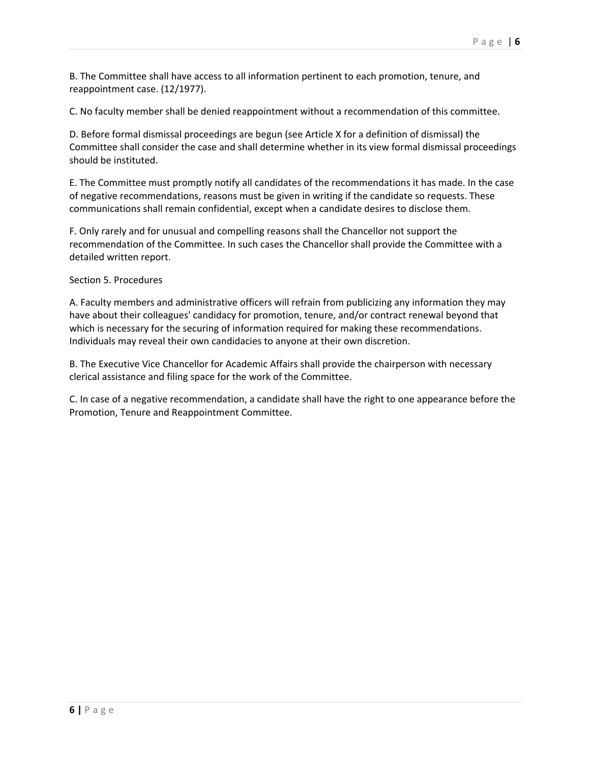B. The Committee shall have access to all information pertinent to each promotion, tenure, and reappointment case. (12/1977).

C. No faculty member shall be denied reappointment without a recommendation of this committee.

D. Before formal dismissal proceedings are begun (see Article X for a definition of dismissal) the Committee shall consider the case and shall determine whether in its view formal dismissal proceedings should be instituted.

E. The Committee must promptly notify all candidates of the recommendations it has made. In the case of negative recommendations, reasons must be given in writing if the candidate so requests. These communications shall remain confidential, except when a candidate desires to disclose them.

F. Only rarely and for unusual and compelling reasons shall the Chancellor not support the recommendation of the Committee. In such cases the Chancellor shall provide the Committee with a detailed written report.

Section 5. Procedures

A. Faculty members and administrative officers will refrain from publicizing any information they may have about their colleagues' candidacy for promotion, tenure, and/or contract renewal beyond that which is necessary for the securing of information required for making these recommendations. Individuals may reveal their own candidacies to anyone at their own discretion.

B. The Executive Vice Chancellor for Academic Affairs shall provide the chairperson with necessary clerical assistance and filing space for the work of the Committee.

C. In case of a negative recommendation, a candidate shall have the right to one appearance before the Promotion, Tenure and Reappointment Committee.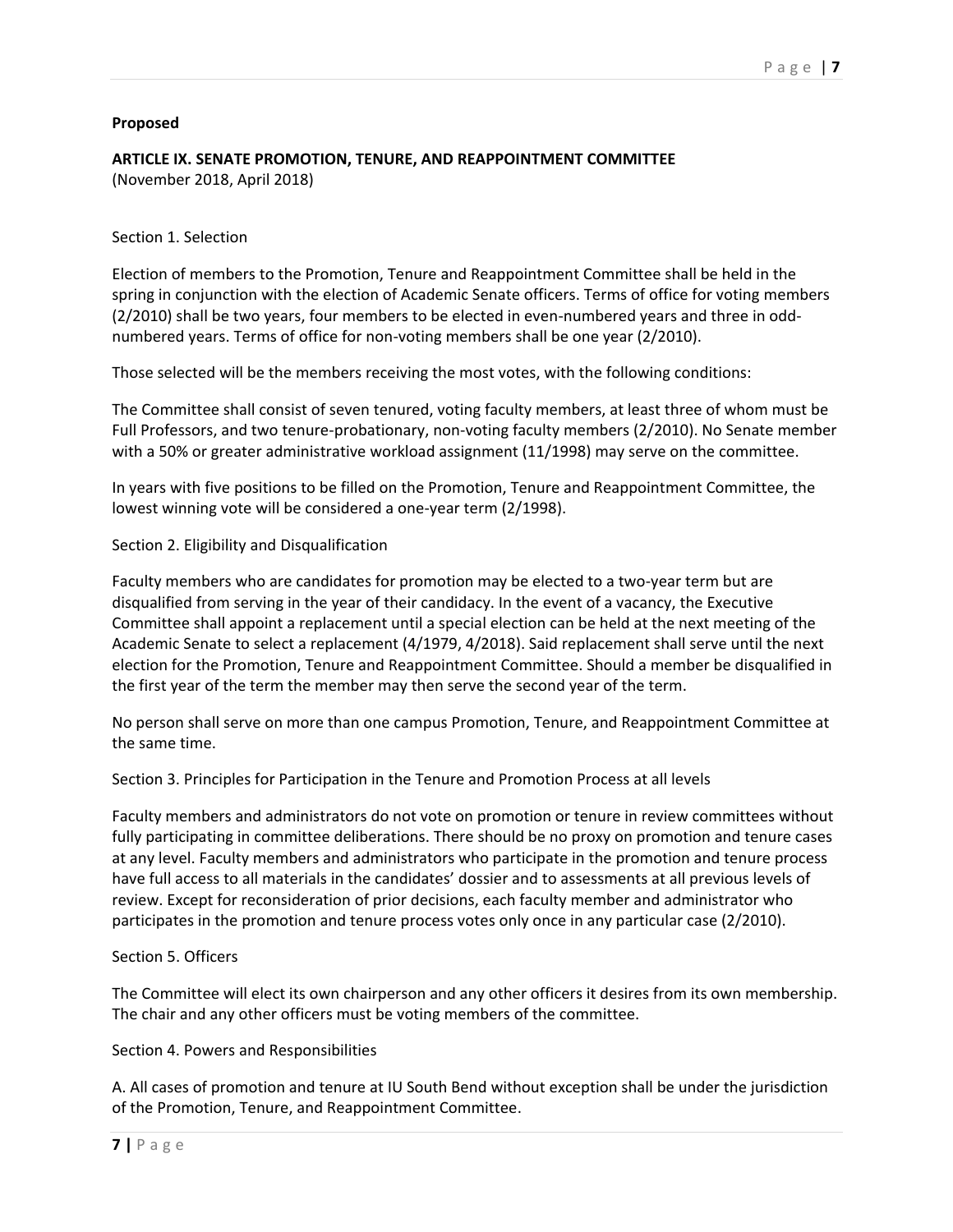**Proposed**

**ARTICLE IX. SENATE PROMOTION, TENURE, AND REAPPOINTMENT COMMITTEE**
(November 2018, April 2018)

Section 1. Selection

Election of members to the Promotion, Tenure and Reappointment Committee shall be held in the spring in conjunction with the election of Academic Senate officers. Terms of office for voting members (2/2010) shall be two years, four members to be elected in even-numbered years and three in odd-numbered years. Terms of office for non-voting members shall be one year (2/2010).

Those selected will be the members receiving the most votes, with the following conditions:

The Committee shall consist of seven tenured, voting faculty members, at least three of whom must be Full Professors, and two tenure-probationary, non-voting faculty members (2/2010). No Senate member with a 50% or greater administrative workload assignment (11/1998) may serve on the committee.

In years with five positions to be filled on the Promotion, Tenure and Reappointment Committee, the lowest winning vote will be considered a one-year term (2/1998).

Section 2. Eligibility and Disqualification

Faculty members who are candidates for promotion may be elected to a two-year term but are disqualified from serving in the year of their candidacy. In the event of a vacancy, the Executive Committee shall appoint a replacement until a special election can be held at the next meeting of the Academic Senate to select a replacement (4/1979, 4/2018). Said replacement shall serve until the next election for the Promotion, Tenure and Reappointment Committee. Should a member be disqualified in the first year of the term the member may then serve the second year of the term.

No person shall serve on more than one campus Promotion, Tenure, and Reappointment Committee at the same time.

Section 3. Principles for Participation in the Tenure and Promotion Process at all levels

Faculty members and administrators do not vote on promotion or tenure in review committees without fully participating in committee deliberations. There should be no proxy on promotion and tenure cases at any level. Faculty members and administrators who participate in the promotion and tenure process have full access to all materials in the candidates' dossier and to assessments at all previous levels of review. Except for reconsideration of prior decisions, each faculty member and administrator who participates in the promotion and tenure process votes only once in any particular case (2/2010).

Section 5. Officers

The Committee will elect its own chairperson and any other officers it desires from its own membership. The chair and any other officers must be voting members of the committee.

Section 4. Powers and Responsibilities

A. All cases of promotion and tenure at IU South Bend without exception shall be under the jurisdiction of the Promotion, Tenure, and Reappointment Committee.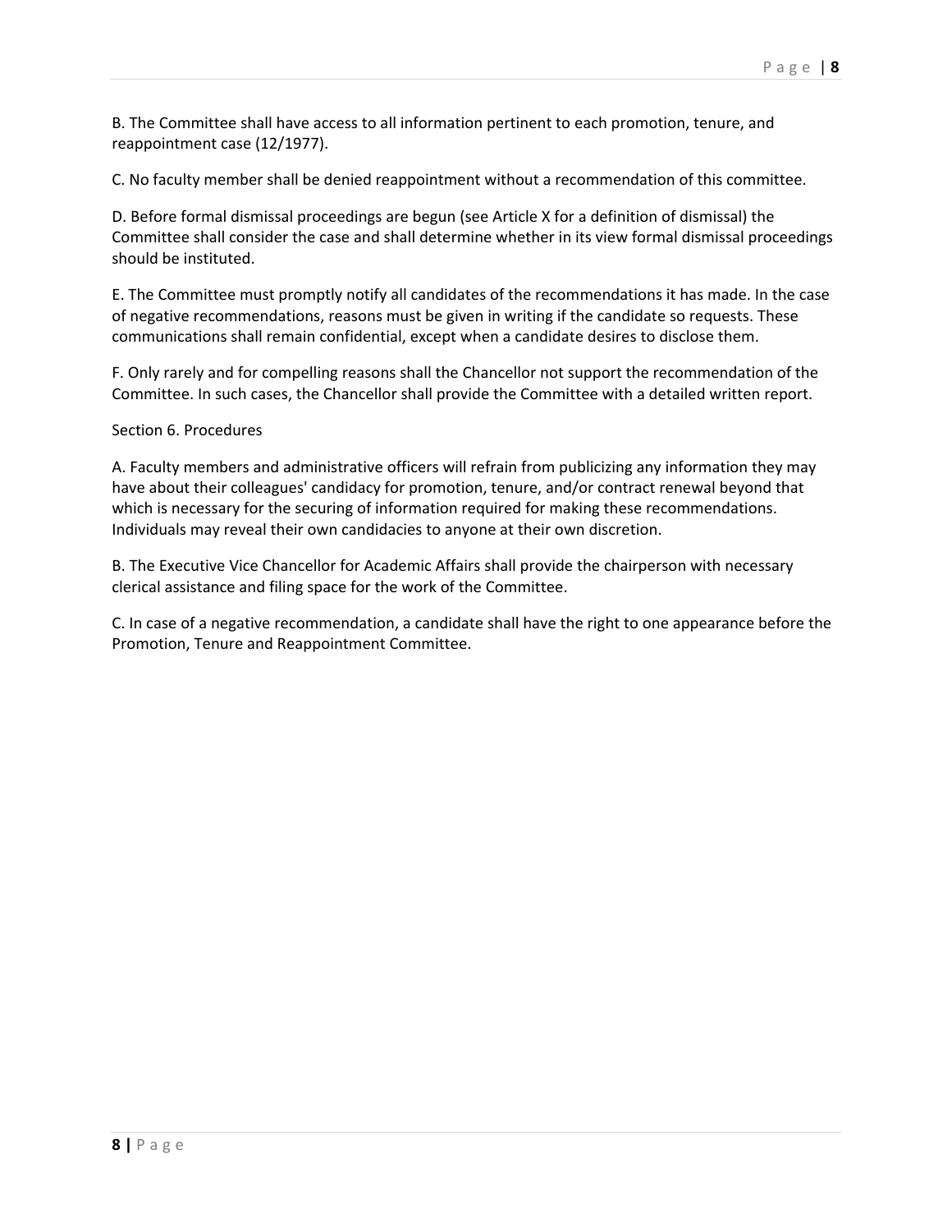B. The Committee shall have access to all information pertinent to each promotion, tenure, and reappointment case (12/1977).

C. No faculty member shall be denied reappointment without a recommendation of this committee.

D. Before formal dismissal proceedings are begun (see Article X for a definition of dismissal) the Committee shall consider the case and shall determine whether in its view formal dismissal proceedings should be instituted.

E. The Committee must promptly notify all candidates of the recommendations it has made. In the case of negative recommendations, reasons must be given in writing if the candidate so requests. These communications shall remain confidential, except when a candidate desires to disclose them.

F. Only rarely and for compelling reasons shall the Chancellor not support the recommendation of the Committee. In such cases, the Chancellor shall provide the Committee with a detailed written report.

Section 6. Procedures

A. Faculty members and administrative officers will refrain from publicizing any information they may have about their colleagues' candidacy for promotion, tenure, and/or contract renewal beyond that which is necessary for the securing of information required for making these recommendations. Individuals may reveal their own candidacies to anyone at their own discretion.

B. The Executive Vice Chancellor for Academic Affairs shall provide the chairperson with necessary clerical assistance and filing space for the work of the Committee.

C. In case of a negative recommendation, a candidate shall have the right to one appearance before the Promotion, Tenure and Reappointment Committee.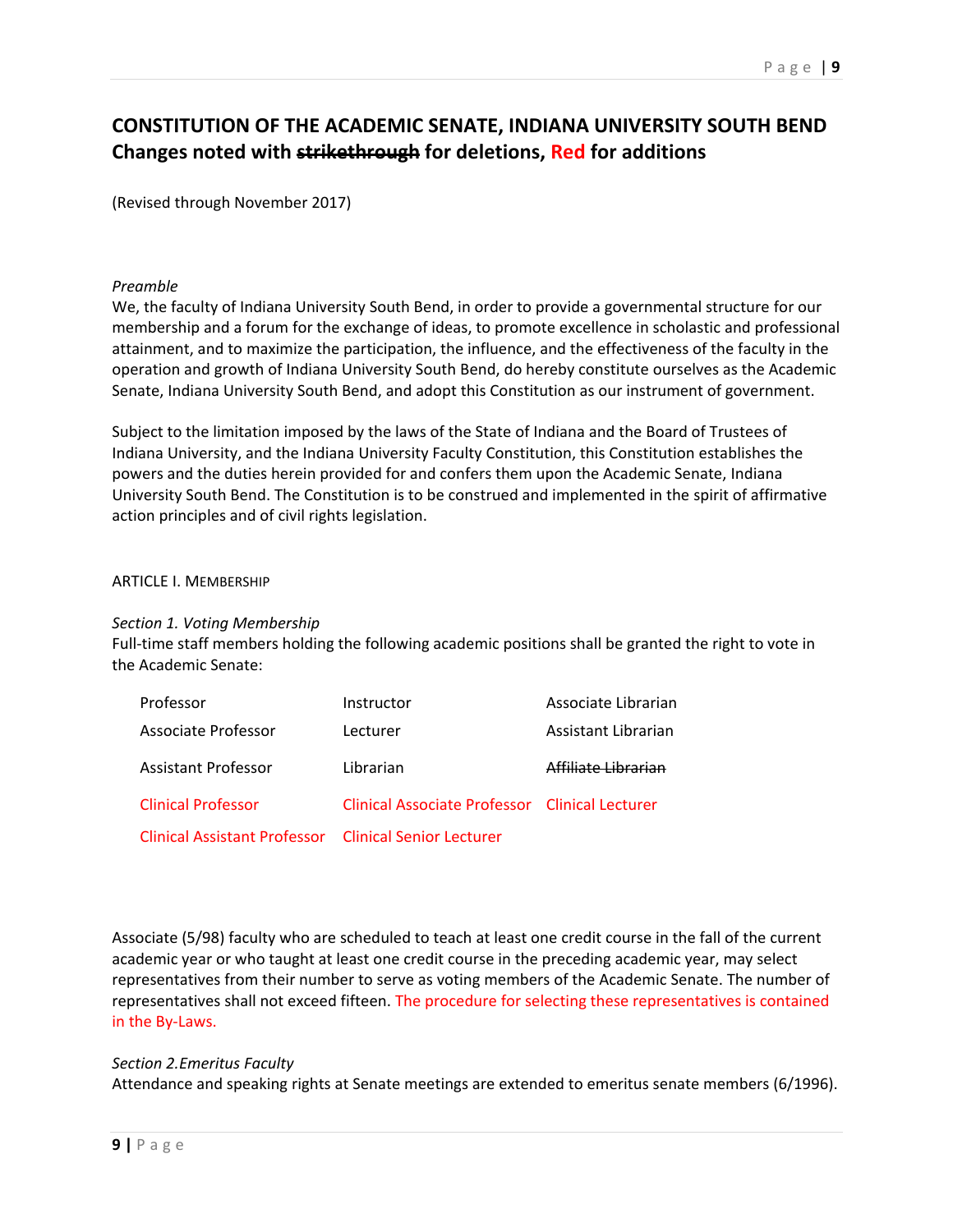# CONSTITUTION OF THE ACADEMIC SENATE, INDIANA UNIVERSITY SOUTH BEND

**Changes noted with ~~strikethrough~~ for deletions, Red for additions**

(Revised through November 2017)

*Preamble*

We, the faculty of Indiana University South Bend, in order to provide a governmental structure for our membership and a forum for the exchange of ideas, to promote excellence in scholastic and professional attainment, and to maximize the participation, the influence, and the effectiveness of the faculty in the operation and growth of Indiana University South Bend, do hereby constitute ourselves as the Academic Senate, Indiana University South Bend, and adopt this Constitution as our instrument of government.

Subject to the limitation imposed by the laws of the State of Indiana and the Board of Trustees of Indiana University, and the Indiana University Faculty Constitution, this Constitution establishes the powers and the duties herein provided for and confers them upon the Academic Senate, Indiana University South Bend. The Constitution is to be construed and implemented in the spirit of affirmative action principles and of civil rights legislation.

## ARTICLE I. MEMBERSHIP

*Section 1. Voting Membership*

Full-time staff members holding the following academic positions shall be granted the right to vote in the Academic Senate:

| | | |
|---|---|---|
| Professor | Instructor | Associate Librarian |
| Associate Professor | Lecturer | Assistant Librarian |
| Assistant Professor | Librarian | ~~Affiliate Librarian~~ |
| Clinical Professor | Clinical Associate Professor | Clinical Lecturer |
| Clinical Assistant Professor | Clinical Senior Lecturer | |

Associate (5/98) faculty who are scheduled to teach at least one credit course in the fall of the current academic year or who taught at least one credit course in the preceding academic year, may select representatives from their number to serve as voting members of the Academic Senate. The number of representatives shall not exceed fifteen. The procedure for selecting these representatives is contained in the By-Laws.

*Section 2.Emeritus Faculty*

Attendance and speaking rights at Senate meetings are extended to emeritus senate members (6/1996).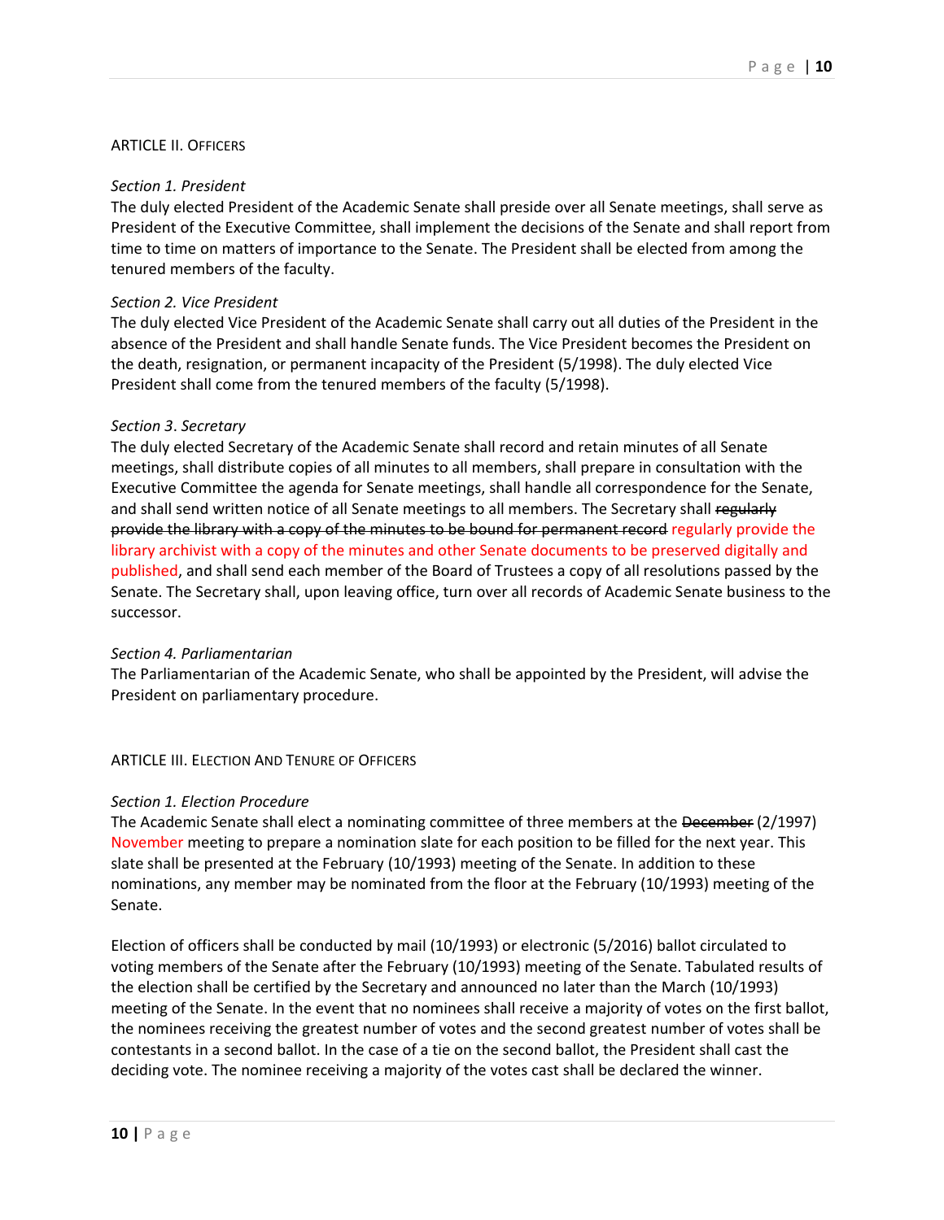## ARTICLE II. OFFICERS

*Section 1. President*

The duly elected President of the Academic Senate shall preside over all Senate meetings, shall serve as President of the Executive Committee, shall implement the decisions of the Senate and shall report from time to time on matters of importance to the Senate. The President shall be elected from among the tenured members of the faculty.

*Section 2. Vice President*

The duly elected Vice President of the Academic Senate shall carry out all duties of the President in the absence of the President and shall handle Senate funds. The Vice President becomes the President on the death, resignation, or permanent incapacity of the President (5/1998). The duly elected Vice President shall come from the tenured members of the faculty (5/1998).

*Section 3. Secretary*

The duly elected Secretary of the Academic Senate shall record and retain minutes of all Senate meetings, shall distribute copies of all minutes to all members, shall prepare in consultation with the Executive Committee the agenda for Senate meetings, shall handle all correspondence for the Senate, and shall send written notice of all Senate meetings to all members. The Secretary shall ~~regularly provide the library with a copy of the minutes to be bound for permanent record~~ regularly provide the library archivist with a copy of the minutes and other Senate documents to be preserved digitally and published, and shall send each member of the Board of Trustees a copy of all resolutions passed by the Senate. The Secretary shall, upon leaving office, turn over all records of Academic Senate business to the successor.

*Section 4. Parliamentarian*

The Parliamentarian of the Academic Senate, who shall be appointed by the President, will advise the President on parliamentary procedure.

## ARTICLE III. ELECTION AND TENURE OF OFFICERS

*Section 1. Election Procedure*

The Academic Senate shall elect a nominating committee of three members at the ~~December~~ (2/1997) November meeting to prepare a nomination slate for each position to be filled for the next year. This slate shall be presented at the February (10/1993) meeting of the Senate. In addition to these nominations, any member may be nominated from the floor at the February (10/1993) meeting of the Senate.

Election of officers shall be conducted by mail (10/1993) or electronic (5/2016) ballot circulated to voting members of the Senate after the February (10/1993) meeting of the Senate. Tabulated results of the election shall be certified by the Secretary and announced no later than the March (10/1993) meeting of the Senate. In the event that no nominees shall receive a majority of votes on the first ballot, the nominees receiving the greatest number of votes and the second greatest number of votes shall be contestants in a second ballot. In the case of a tie on the second ballot, the President shall cast the deciding vote. The nominee receiving a majority of the votes cast shall be declared the winner.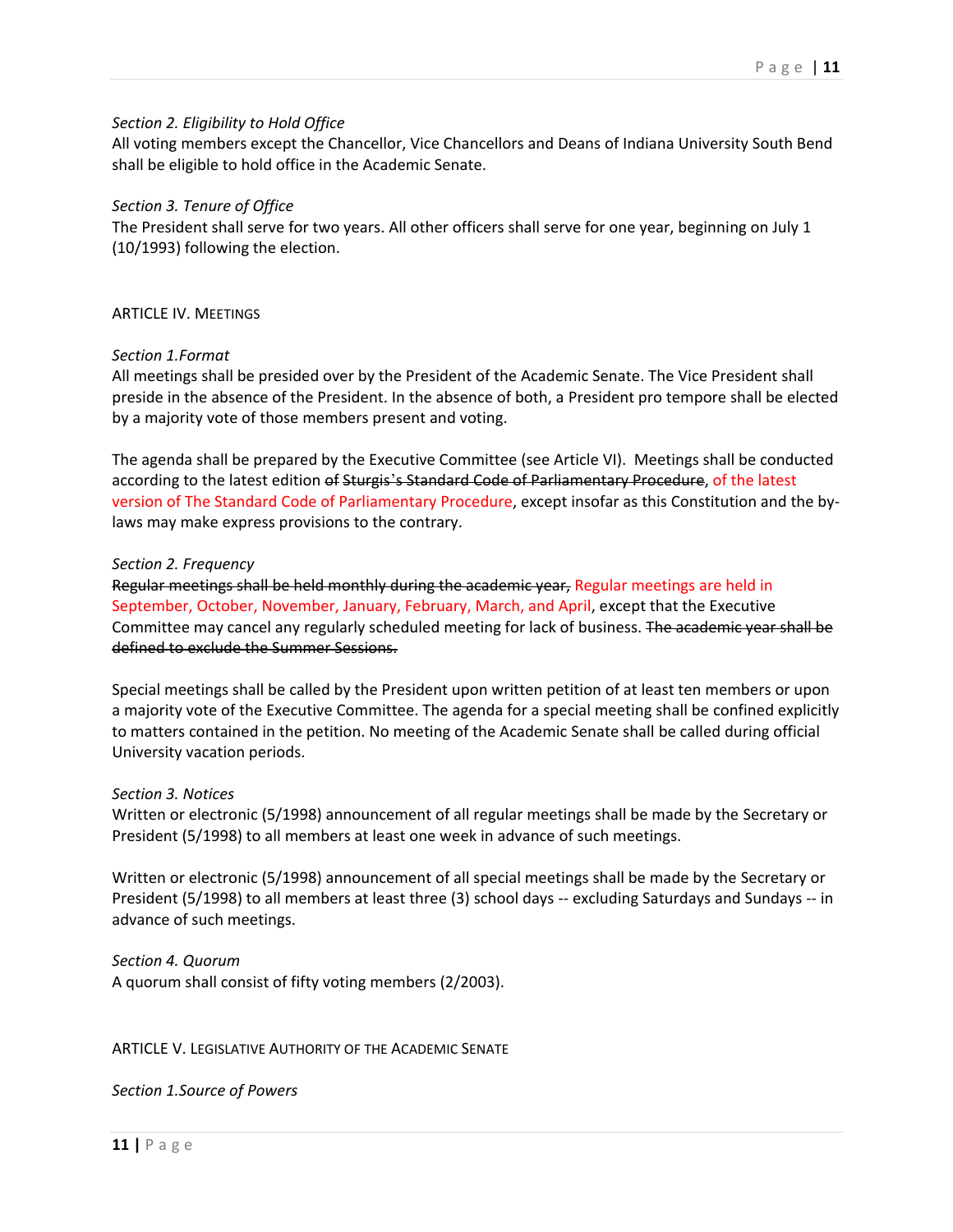*Section 2. Eligibility to Hold Office*
All voting members except the Chancellor, Vice Chancellors and Deans of Indiana University South Bend shall be eligible to hold office in the Academic Senate.

*Section 3. Tenure of Office*
The President shall serve for two years. All other officers shall serve for one year, beginning on July 1 (10/1993) following the election.

## ARTICLE IV. MEETINGS

*Section 1.Format*
All meetings shall be presided over by the President of the Academic Senate. The Vice President shall preside in the absence of the President. In the absence of both, a President pro tempore shall be elected by a majority vote of those members present and voting.

The agenda shall be prepared by the Executive Committee (see Article VI). Meetings shall be conducted according to the latest edition ~~of Sturgis's Standard Code of Parliamentary Procedure~~, of the latest version of The Standard Code of Parliamentary Procedure, except insofar as this Constitution and the by-laws may make express provisions to the contrary.

*Section 2. Frequency*
~~Regular meetings shall be held monthly during the academic year,~~ Regular meetings are held in September, October, November, January, February, March, and April, except that the Executive Committee may cancel any regularly scheduled meeting for lack of business. ~~The academic year shall be defined to exclude the Summer Sessions.~~

Special meetings shall be called by the President upon written petition of at least ten members or upon a majority vote of the Executive Committee. The agenda for a special meeting shall be confined explicitly to matters contained in the petition. No meeting of the Academic Senate shall be called during official University vacation periods.

*Section 3. Notices*
Written or electronic (5/1998) announcement of all regular meetings shall be made by the Secretary or President (5/1998) to all members at least one week in advance of such meetings.

Written or electronic (5/1998) announcement of all special meetings shall be made by the Secretary or President (5/1998) to all members at least three (3) school days -- excluding Saturdays and Sundays -- in advance of such meetings.

*Section 4. Quorum*
A quorum shall consist of fifty voting members (2/2003).

## ARTICLE V. LEGISLATIVE AUTHORITY OF THE ACADEMIC SENATE

*Section 1.Source of Powers*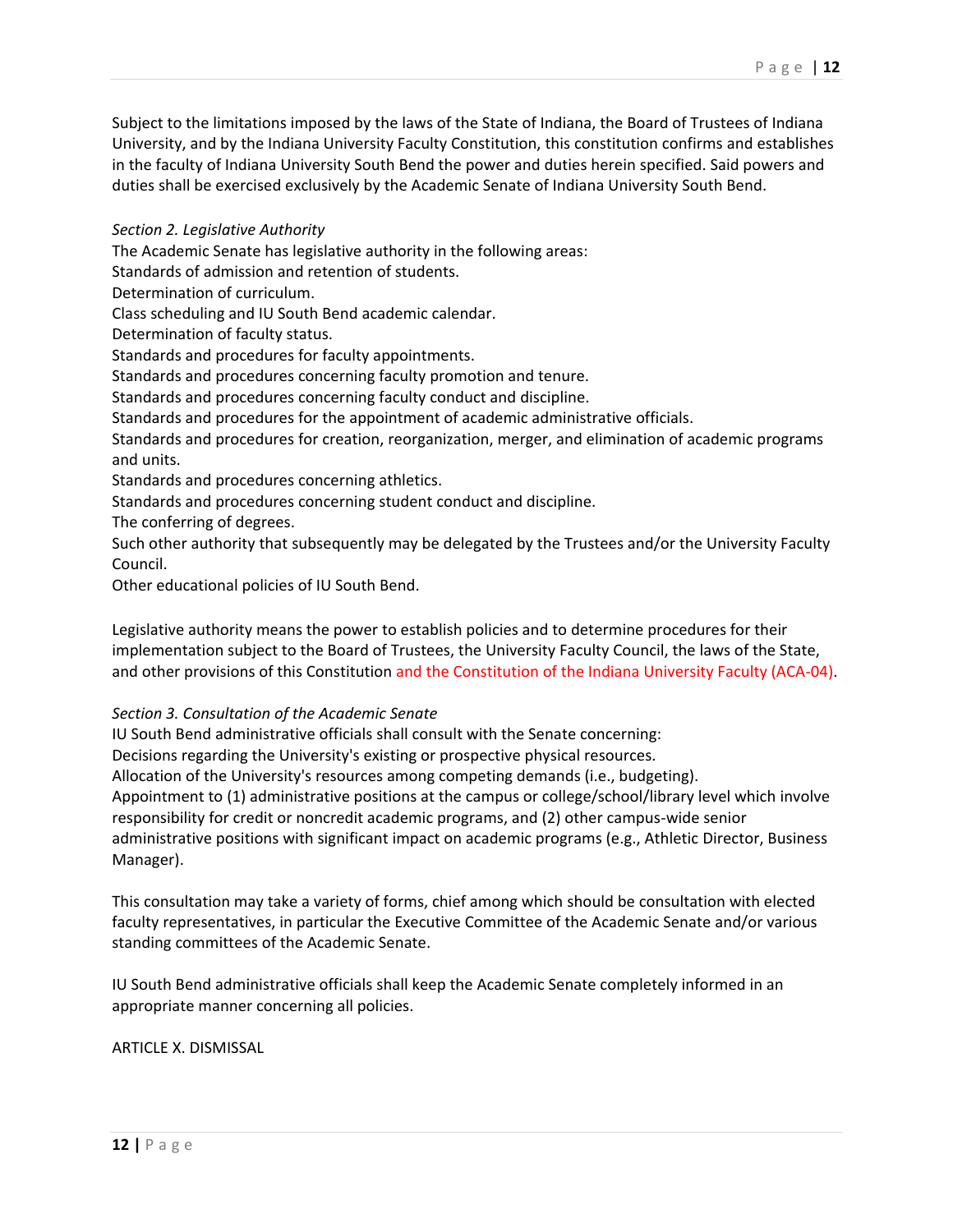Subject to the limitations imposed by the laws of the State of Indiana, the Board of Trustees of Indiana University, and by the Indiana University Faculty Constitution, this constitution confirms and establishes in the faculty of Indiana University South Bend the power and duties herein specified. Said powers and duties shall be exercised exclusively by the Academic Senate of Indiana University South Bend.

*Section 2. Legislative Authority*

The Academic Senate has legislative authority in the following areas:

Standards of admission and retention of students.

Determination of curriculum.

Class scheduling and IU South Bend academic calendar.

Determination of faculty status.

Standards and procedures for faculty appointments.

Standards and procedures concerning faculty promotion and tenure.

Standards and procedures concerning faculty conduct and discipline.

Standards and procedures for the appointment of academic administrative officials.

Standards and procedures for creation, reorganization, merger, and elimination of academic programs and units.

Standards and procedures concerning athletics.

Standards and procedures concerning student conduct and discipline.

The conferring of degrees.

Such other authority that subsequently may be delegated by the Trustees and/or the University Faculty Council.

Other educational policies of IU South Bend.

Legislative authority means the power to establish policies and to determine procedures for their implementation subject to the Board of Trustees, the University Faculty Council, the laws of the State, and other provisions of this Constitution and the Constitution of the Indiana University Faculty (ACA-04).

*Section 3. Consultation of the Academic Senate*

IU South Bend administrative officials shall consult with the Senate concerning:

Decisions regarding the University's existing or prospective physical resources.

Allocation of the University's resources among competing demands (i.e., budgeting).

Appointment to (1) administrative positions at the campus or college/school/library level which involve responsibility for credit or noncredit academic programs, and (2) other campus-wide senior administrative positions with significant impact on academic programs (e.g., Athletic Director, Business Manager).

This consultation may take a variety of forms, chief among which should be consultation with elected faculty representatives, in particular the Executive Committee of the Academic Senate and/or various standing committees of the Academic Senate.

IU South Bend administrative officials shall keep the Academic Senate completely informed in an appropriate manner concerning all policies.

ARTICLE X. DISMISSAL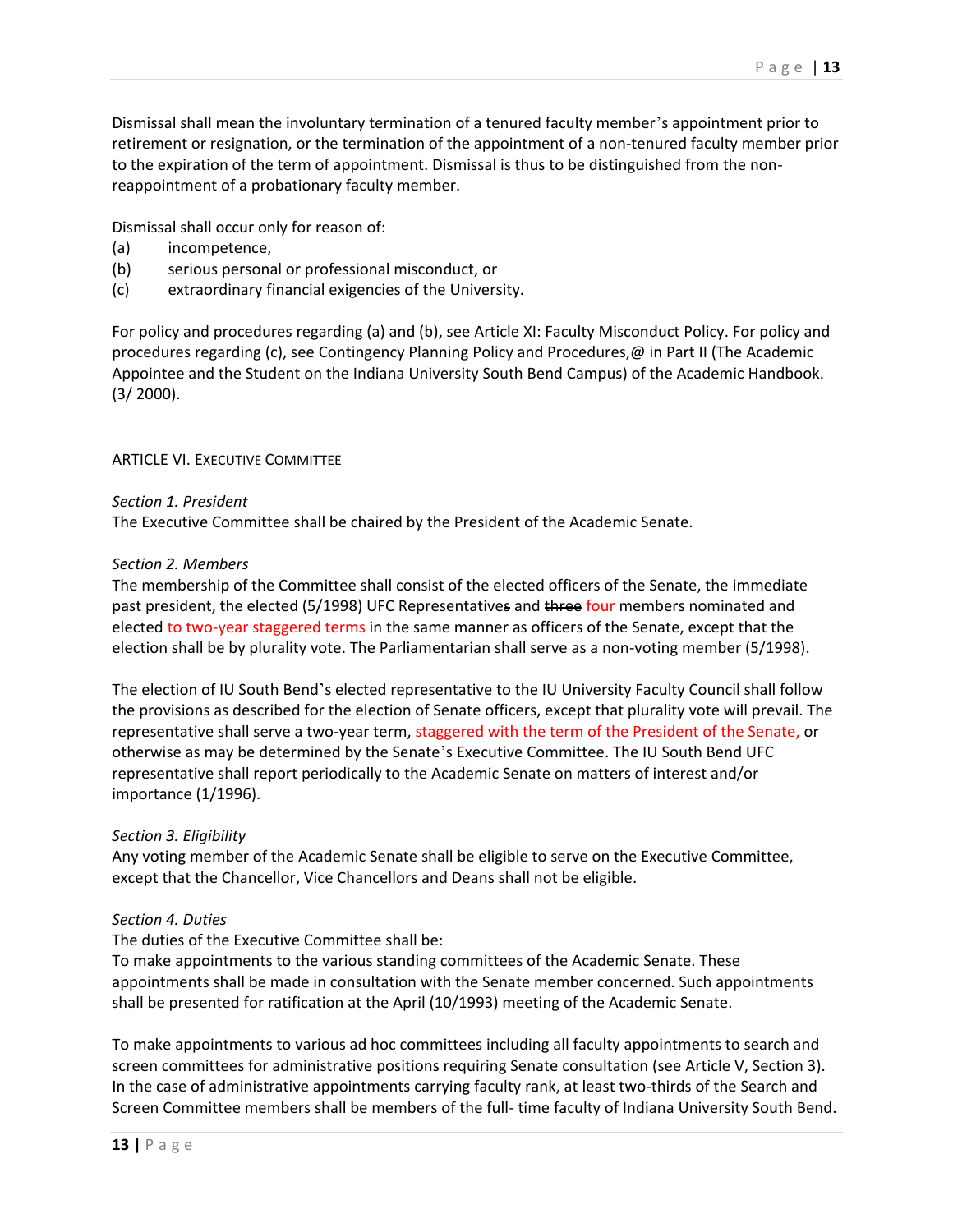Dismissal shall mean the involuntary termination of a tenured faculty member's appointment prior to retirement or resignation, or the termination of the appointment of a non-tenured faculty member prior to the expiration of the term of appointment. Dismissal is thus to be distinguished from the non-reappointment of a probationary faculty member.

Dismissal shall occur only for reason of:
(a) incompetence,
(b) serious personal or professional misconduct, or
(c) extraordinary financial exigencies of the University.

For policy and procedures regarding (a) and (b), see Article XI: Faculty Misconduct Policy. For policy and procedures regarding (c), see Contingency Planning Policy and Procedures,@ in Part II (The Academic Appointee and the Student on the Indiana University South Bend Campus) of the Academic Handbook. (3/ 2000).

## ARTICLE VI. EXECUTIVE COMMITTEE

*Section 1. President*
The Executive Committee shall be chaired by the President of the Academic Senate.

*Section 2. Members*
The membership of the Committee shall consist of the elected officers of the Senate, the immediate past president, the elected (5/1998) UFC Representative~~s~~ and ~~three~~ four members nominated and elected to two-year staggered terms in the same manner as officers of the Senate, except that the election shall be by plurality vote. The Parliamentarian shall serve as a non-voting member (5/1998).

The election of IU South Bend's elected representative to the IU University Faculty Council shall follow the provisions as described for the election of Senate officers, except that plurality vote will prevail. The representative shall serve a two-year term, staggered with the term of the President of the Senate, or otherwise as may be determined by the Senate's Executive Committee. The IU South Bend UFC representative shall report periodically to the Academic Senate on matters of interest and/or importance (1/1996).

*Section 3. Eligibility*
Any voting member of the Academic Senate shall be eligible to serve on the Executive Committee, except that the Chancellor, Vice Chancellors and Deans shall not be eligible.

*Section 4. Duties*
The duties of the Executive Committee shall be:
To make appointments to the various standing committees of the Academic Senate. These appointments shall be made in consultation with the Senate member concerned. Such appointments shall be presented for ratification at the April (10/1993) meeting of the Academic Senate.

To make appointments to various ad hoc committees including all faculty appointments to search and screen committees for administrative positions requiring Senate consultation (see Article V, Section 3). In the case of administrative appointments carrying faculty rank, at least two-thirds of the Search and Screen Committee members shall be members of the full- time faculty of Indiana University South Bend.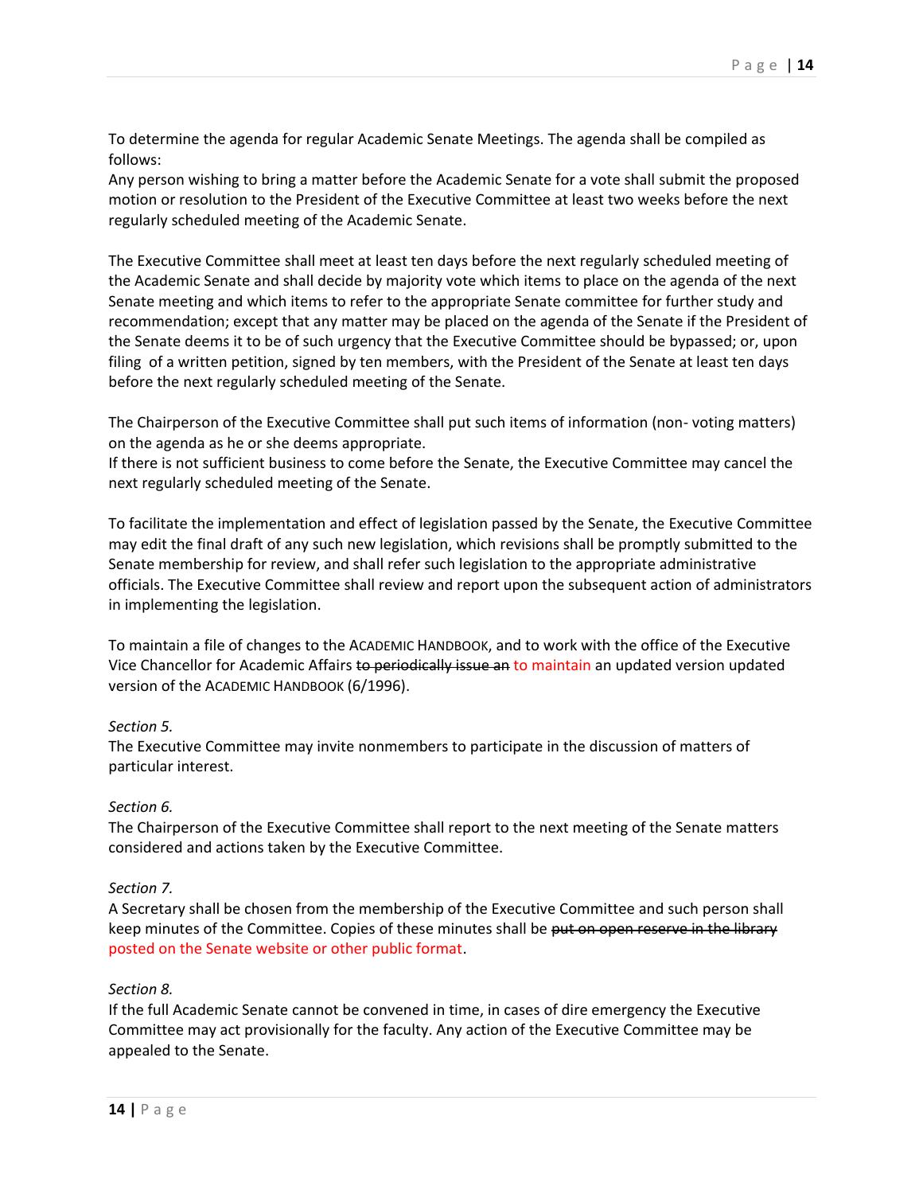To determine the agenda for regular Academic Senate Meetings. The agenda shall be compiled as follows:
Any person wishing to bring a matter before the Academic Senate for a vote shall submit the proposed motion or resolution to the President of the Executive Committee at least two weeks before the next regularly scheduled meeting of the Academic Senate.

The Executive Committee shall meet at least ten days before the next regularly scheduled meeting of the Academic Senate and shall decide by majority vote which items to place on the agenda of the next Senate meeting and which items to refer to the appropriate Senate committee for further study and recommendation; except that any matter may be placed on the agenda of the Senate if the President of the Senate deems it to be of such urgency that the Executive Committee should be bypassed; or, upon filing of a written petition, signed by ten members, with the President of the Senate at least ten days before the next regularly scheduled meeting of the Senate.

The Chairperson of the Executive Committee shall put such items of information (non- voting matters) on the agenda as he or she deems appropriate.
If there is not sufficient business to come before the Senate, the Executive Committee may cancel the next regularly scheduled meeting of the Senate.

To facilitate the implementation and effect of legislation passed by the Senate, the Executive Committee may edit the final draft of any such new legislation, which revisions shall be promptly submitted to the Senate membership for review, and shall refer such legislation to the appropriate administrative officials. The Executive Committee shall review and report upon the subsequent action of administrators in implementing the legislation.

To maintain a file of changes to the ACADEMIC HANDBOOK, and to work with the office of the Executive Vice Chancellor for Academic Affairs ~~to periodically issue an~~ to maintain an updated version updated version of the ACADEMIC HANDBOOK (6/1996).

*Section 5.*
The Executive Committee may invite nonmembers to participate in the discussion of matters of particular interest.

*Section 6.*
The Chairperson of the Executive Committee shall report to the next meeting of the Senate matters considered and actions taken by the Executive Committee.

*Section 7.*
A Secretary shall be chosen from the membership of the Executive Committee and such person shall keep minutes of the Committee. Copies of these minutes shall be ~~put on open reserve in the library~~ posted on the Senate website or other public format.

*Section 8.*
If the full Academic Senate cannot be convened in time, in cases of dire emergency the Executive Committee may act provisionally for the faculty. Any action of the Executive Committee may be appealed to the Senate.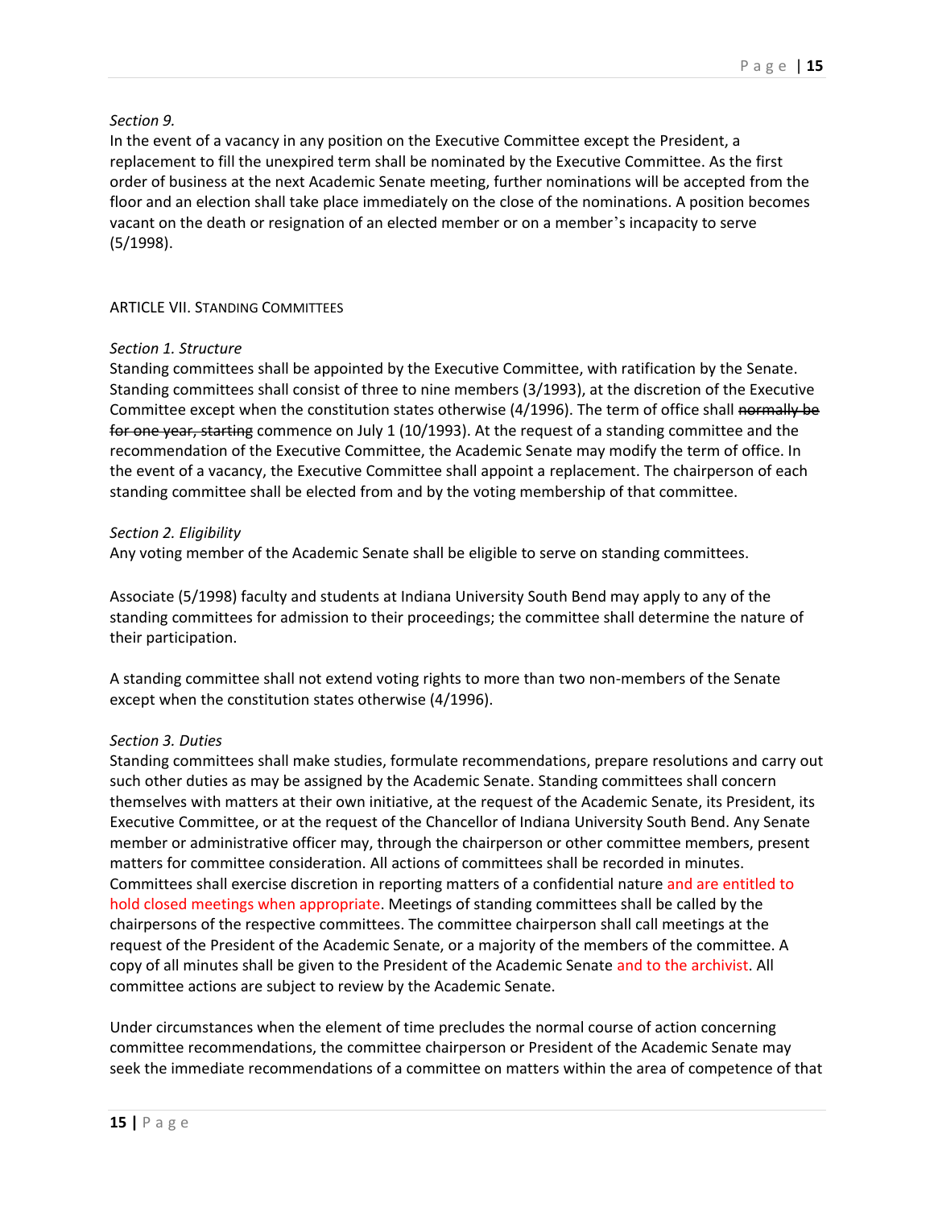*Section 9.*
In the event of a vacancy in any position on the Executive Committee except the President, a replacement to fill the unexpired term shall be nominated by the Executive Committee. As the first order of business at the next Academic Senate meeting, further nominations will be accepted from the floor and an election shall take place immediately on the close of the nominations. A position becomes vacant on the death or resignation of an elected member or on a member's incapacity to serve (5/1998).

## ARTICLE VII. STANDING COMMITTEES

*Section 1. Structure*
Standing committees shall be appointed by the Executive Committee, with ratification by the Senate. Standing committees shall consist of three to nine members (3/1993), at the discretion of the Executive Committee except when the constitution states otherwise (4/1996). The term of office shall ~~normally be for one year, starting~~ commence on July 1 (10/1993). At the request of a standing committee and the recommendation of the Executive Committee, the Academic Senate may modify the term of office. In the event of a vacancy, the Executive Committee shall appoint a replacement. The chairperson of each standing committee shall be elected from and by the voting membership of that committee.

*Section 2. Eligibility*
Any voting member of the Academic Senate shall be eligible to serve on standing committees.

Associate (5/1998) faculty and students at Indiana University South Bend may apply to any of the standing committees for admission to their proceedings; the committee shall determine the nature of their participation.

A standing committee shall not extend voting rights to more than two non-members of the Senate except when the constitution states otherwise (4/1996).

*Section 3. Duties*
Standing committees shall make studies, formulate recommendations, prepare resolutions and carry out such other duties as may be assigned by the Academic Senate. Standing committees shall concern themselves with matters at their own initiative, at the request of the Academic Senate, its President, its Executive Committee, or at the request of the Chancellor of Indiana University South Bend. Any Senate member or administrative officer may, through the chairperson or other committee members, present matters for committee consideration. All actions of committees shall be recorded in minutes. Committees shall exercise discretion in reporting matters of a confidential nature and are entitled to hold closed meetings when appropriate. Meetings of standing committees shall be called by the chairpersons of the respective committees. The committee chairperson shall call meetings at the request of the President of the Academic Senate, or a majority of the members of the committee. A copy of all minutes shall be given to the President of the Academic Senate and to the archivist. All committee actions are subject to review by the Academic Senate.

Under circumstances when the element of time precludes the normal course of action concerning committee recommendations, the committee chairperson or President of the Academic Senate may seek the immediate recommendations of a committee on matters within the area of competence of that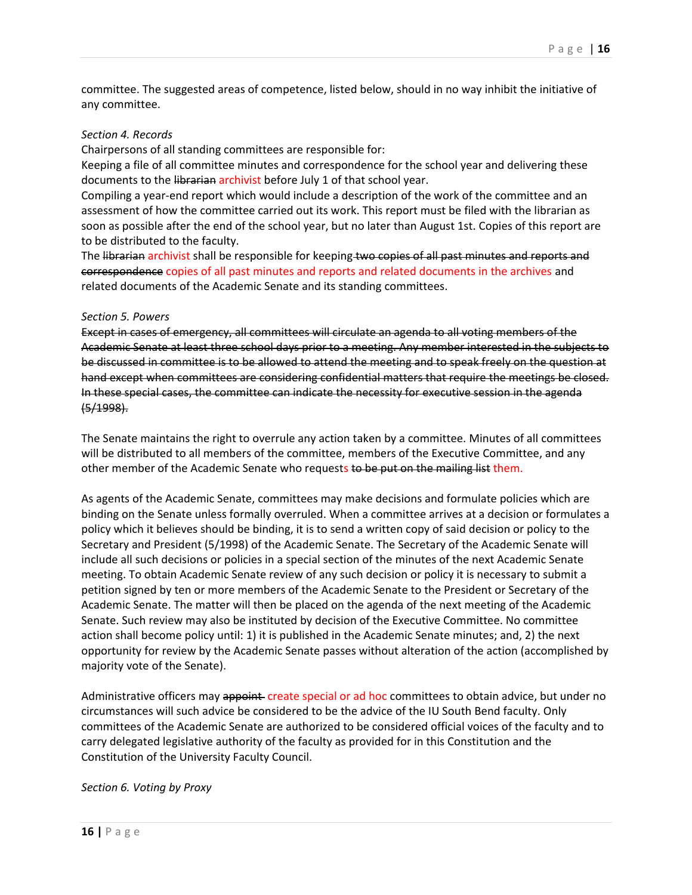committee. The suggested areas of competence, listed below, should in no way inhibit the initiative of any committee.

*Section 4. Records*

Chairpersons of all standing committees are responsible for:

Keeping a file of all committee minutes and correspondence for the school year and delivering these documents to the ~~librarian~~ archivist before July 1 of that school year.

Compiling a year-end report which would include a description of the work of the committee and an assessment of how the committee carried out its work. This report must be filed with the librarian as soon as possible after the end of the school year, but no later than August 1st. Copies of this report are to be distributed to the faculty.

The ~~librarian~~ archivist shall be responsible for keeping ~~two copies of all past minutes and reports and correspondence~~ copies of all past minutes and reports and related documents in the archives and related documents of the Academic Senate and its standing committees.

*Section 5. Powers*

~~Except in cases of emergency, all committees will circulate an agenda to all voting members of the Academic Senate at least three school days prior to a meeting. Any member interested in the subjects to be discussed in committee is to be allowed to attend the meeting and to speak freely on the question at hand except when committees are considering confidential matters that require the meetings be closed. In these special cases, the committee can indicate the necessity for executive session in the agenda (5/1998).~~

The Senate maintains the right to overrule any action taken by a committee. Minutes of all committees will be distributed to all members of the committee, members of the Executive Committee, and any other member of the Academic Senate who requests ~~to be put on the mailing list~~ them.

As agents of the Academic Senate, committees may make decisions and formulate policies which are binding on the Senate unless formally overruled. When a committee arrives at a decision or formulates a policy which it believes should be binding, it is to send a written copy of said decision or policy to the Secretary and President (5/1998) of the Academic Senate. The Secretary of the Academic Senate will include all such decisions or policies in a special section of the minutes of the next Academic Senate meeting. To obtain Academic Senate review of any such decision or policy it is necessary to submit a petition signed by ten or more members of the Academic Senate to the President or Secretary of the Academic Senate. The matter will then be placed on the agenda of the next meeting of the Academic Senate. Such review may also be instituted by decision of the Executive Committee. No committee action shall become policy until: 1) it is published in the Academic Senate minutes; and, 2) the next opportunity for review by the Academic Senate passes without alteration of the action (accomplished by majority vote of the Senate).

Administrative officers may ~~appoint~~ create special or ad hoc committees to obtain advice, but under no circumstances will such advice be considered to be the advice of the IU South Bend faculty. Only committees of the Academic Senate are authorized to be considered official voices of the faculty and to carry delegated legislative authority of the faculty as provided for in this Constitution and the Constitution of the University Faculty Council.

*Section 6. Voting by Proxy*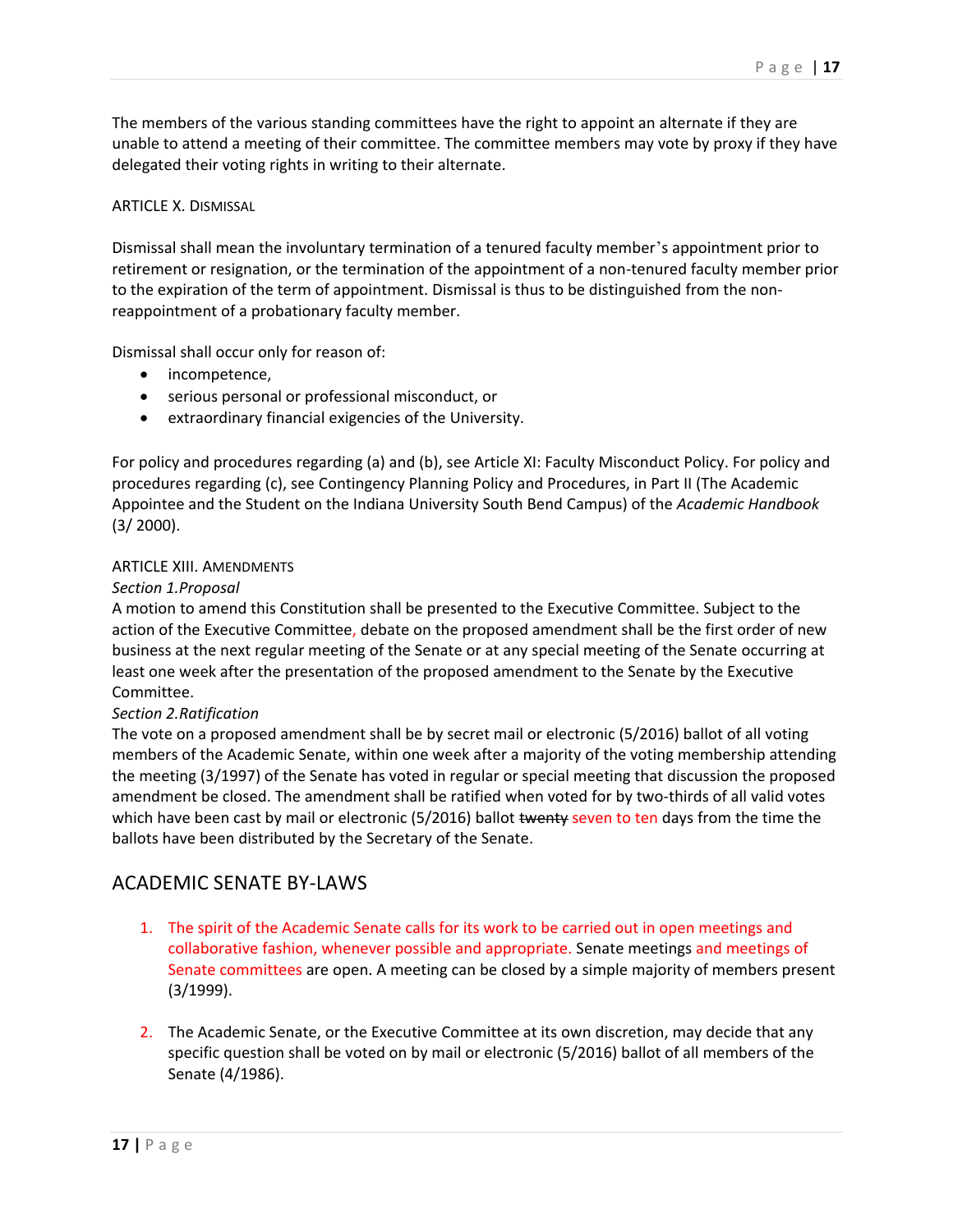The members of the various standing committees have the right to appoint an alternate if they are unable to attend a meeting of their committee. The committee members may vote by proxy if they have delegated their voting rights in writing to their alternate.

ARTICLE X. DISMISSAL

Dismissal shall mean the involuntary termination of a tenured faculty member's appointment prior to retirement or resignation, or the termination of the appointment of a non-tenured faculty member prior to the expiration of the term of appointment. Dismissal is thus to be distinguished from the non-reappointment of a probationary faculty member.

Dismissal shall occur only for reason of:

- incompetence,
- serious personal or professional misconduct, or
- extraordinary financial exigencies of the University.

For policy and procedures regarding (a) and (b), see Article XI: Faculty Misconduct Policy. For policy and procedures regarding (c), see Contingency Planning Policy and Procedures, in Part II (The Academic Appointee and the Student on the Indiana University South Bend Campus) of the *Academic Handbook* (3/ 2000).

ARTICLE XIII. AMENDMENTS

*Section 1.Proposal*

A motion to amend this Constitution shall be presented to the Executive Committee. Subject to the action of the Executive Committee, debate on the proposed amendment shall be the first order of new business at the next regular meeting of the Senate or at any special meeting of the Senate occurring at least one week after the presentation of the proposed amendment to the Senate by the Executive Committee.

*Section 2.Ratification*

The vote on a proposed amendment shall be by secret mail or electronic (5/2016) ballot of all voting members of the Academic Senate, within one week after a majority of the voting membership attending the meeting (3/1997) of the Senate has voted in regular or special meeting that discussion the proposed amendment be closed. The amendment shall be ratified when voted for by two-thirds of all valid votes which have been cast by mail or electronic (5/2016) ballot ~~twenty~~ seven to ten days from the time the ballots have been distributed by the Secretary of the Senate.

## ACADEMIC SENATE BY-LAWS

1. The spirit of the Academic Senate calls for its work to be carried out in open meetings and collaborative fashion, whenever possible and appropriate. Senate meetings and meetings of Senate committees are open. A meeting can be closed by a simple majority of members present (3/1999).

2. The Academic Senate, or the Executive Committee at its own discretion, may decide that any specific question shall be voted on by mail or electronic (5/2016) ballot of all members of the Senate (4/1986).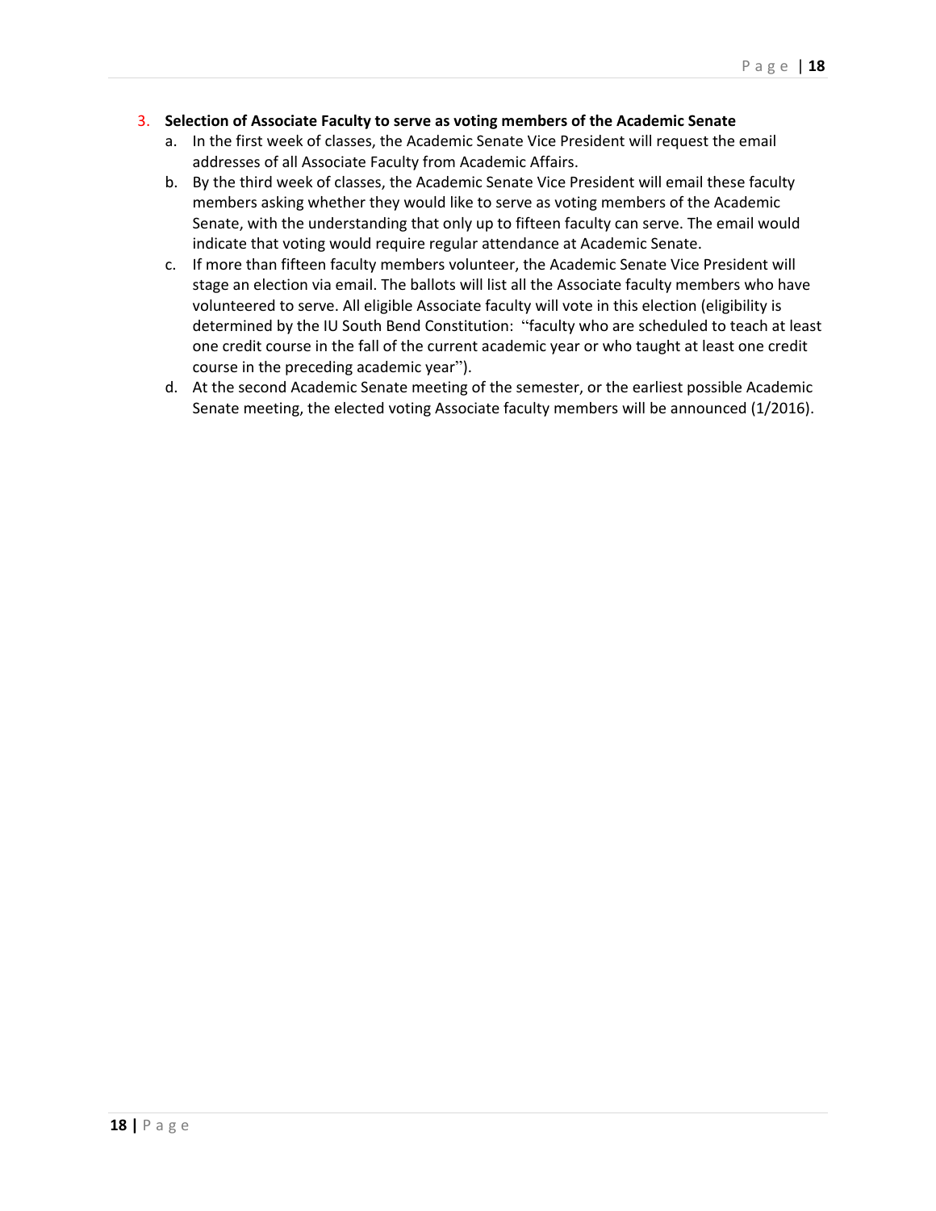3. **Selection of Associate Faculty to serve as voting members of the Academic Senate**
   a. In the first week of classes, the Academic Senate Vice President will request the email addresses of all Associate Faculty from Academic Affairs.
   b. By the third week of classes, the Academic Senate Vice President will email these faculty members asking whether they would like to serve as voting members of the Academic Senate, with the understanding that only up to fifteen faculty can serve. The email would indicate that voting would require regular attendance at Academic Senate.
   c. If more than fifteen faculty members volunteer, the Academic Senate Vice President will stage an election via email. The ballots will list all the Associate faculty members who have volunteered to serve. All eligible Associate faculty will vote in this election (eligibility is determined by the IU South Bend Constitution: "faculty who are scheduled to teach at least one credit course in the fall of the current academic year or who taught at least one credit course in the preceding academic year").
   d. At the second Academic Senate meeting of the semester, or the earliest possible Academic Senate meeting, the elected voting Associate faculty members will be announced (1/2016).